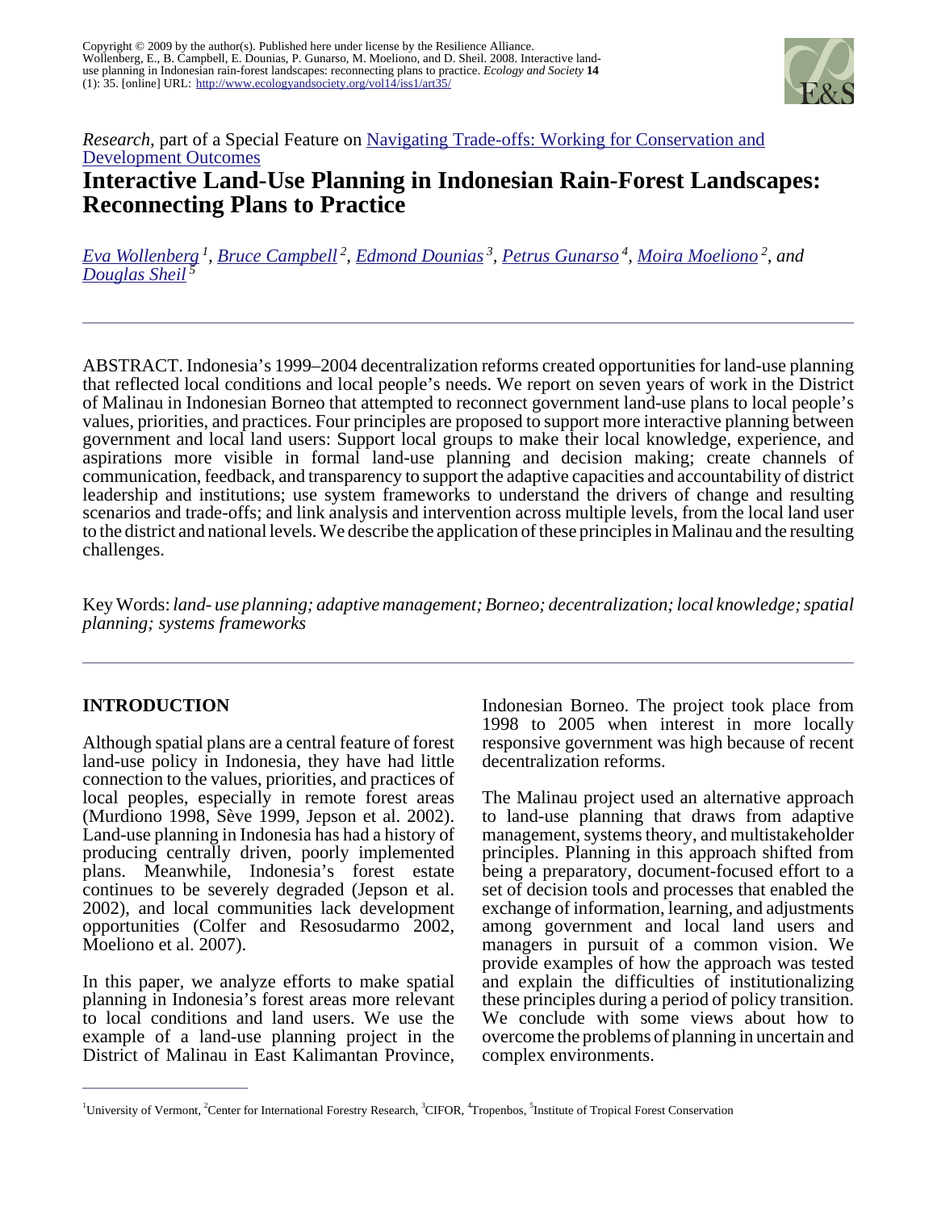Copyright © 2009 by the author(s). Published here under license by the Resilience Alliance.
Wollenberg, E., B. Campbell, E. Dounias, P. Gunarso, M. Moeliono, and D. Sheil. 2008. Interactive land-use planning in Indonesian rain-forest landscapes: reconnecting plans to practice. *Ecology and Society* **14** (1): 35. [online] URL: http://www.ecologyandsociety.org/vol14/iss1/art35/

*Research*, part of a Special Feature on Navigating Trade-offs: Working for Conservation and Development Outcomes

# Interactive Land-Use Planning in Indonesian Rain-Forest Landscapes: Reconnecting Plans to Practice

*Eva Wollenberg* [1], *Bruce Campbell* [2], *Edmond Dounias* [3], *Petrus Gunarso* [4], *Moira Moeliono* [2], and *Douglas Sheil* [5]

ABSTRACT. Indonesia's 1999–2004 decentralization reforms created opportunities for land-use planning that reflected local conditions and local people's needs. We report on seven years of work in the District of Malinau in Indonesian Borneo that attempted to reconnect government land-use plans to local people's values, priorities, and practices. Four principles are proposed to support more interactive planning between government and local land users: Support local groups to make their local knowledge, experience, and aspirations more visible in formal land-use planning and decision making; create channels of communication, feedback, and transparency to support the adaptive capacities and accountability of district leadership and institutions; use system frameworks to understand the drivers of change and resulting scenarios and trade-offs; and link analysis and intervention across multiple levels, from the local land user to the district and national levels. We describe the application of these principles in Malinau and the resulting challenges.

Key Words: *land- use planning; adaptive management; Borneo; decentralization; local knowledge; spatial planning; systems frameworks*

## INTRODUCTION

Although spatial plans are a central feature of forest land-use policy in Indonesia, they have had little connection to the values, priorities, and practices of local peoples, especially in remote forest areas (Murdiono 1998, Sève 1999, Jepson et al. 2002). Land-use planning in Indonesia has had a history of producing centrally driven, poorly implemented plans. Meanwhile, Indonesia's forest estate continues to be severely degraded (Jepson et al. 2002), and local communities lack development opportunities (Colfer and Resosudarmo 2002, Moeliono et al. 2007).

In this paper, we analyze efforts to make spatial planning in Indonesia's forest areas more relevant to local conditions and land users. We use the example of a land-use planning project in the District of Malinau in East Kalimantan Province, Indonesian Borneo. The project took place from 1998 to 2005 when interest in more locally responsive government was high because of recent decentralization reforms.

The Malinau project used an alternative approach to land-use planning that draws from adaptive management, systems theory, and multistakeholder principles. Planning in this approach shifted from being a preparatory, document-focused effort to a set of decision tools and processes that enabled the exchange of information, learning, and adjustments among government and local land users and managers in pursuit of a common vision. We provide examples of how the approach was tested and explain the difficulties of institutionalizing these principles during a period of policy transition. We conclude with some views about how to overcome the problems of planning in uncertain and complex environments.

[1] University of Vermont, [2] Center for International Forestry Research, [3] CIFOR, [4] Tropenbos, [5] Institute of Tropical Forest Conservation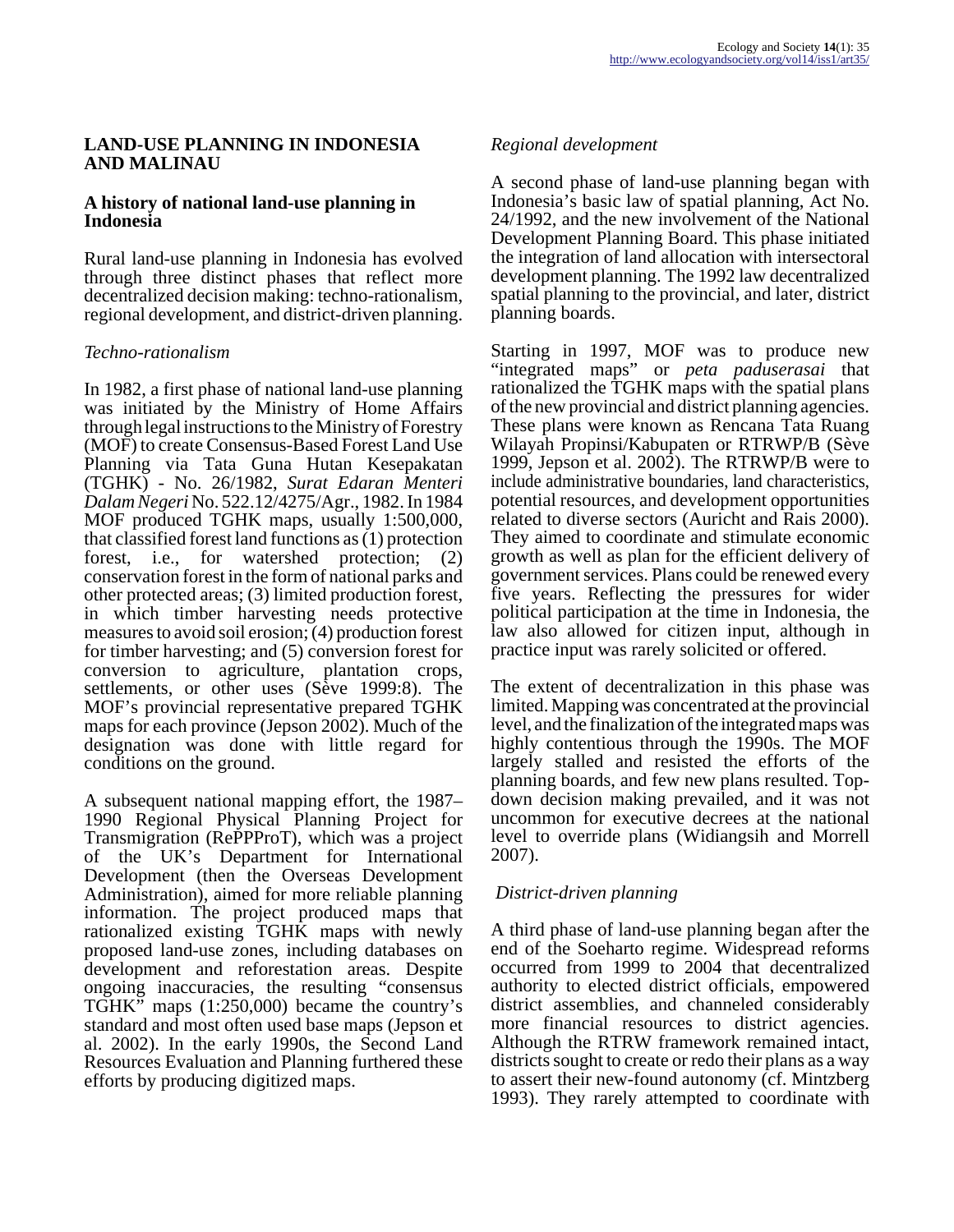## LAND-USE PLANNING IN INDONESIA AND MALINAU

### A history of national land-use planning in Indonesia

Rural land-use planning in Indonesia has evolved through three distinct phases that reflect more decentralized decision making: techno-rationalism, regional development, and district-driven planning.

#### *Techno-rationalism*

In 1982, a first phase of national land-use planning was initiated by the Ministry of Home Affairs through legal instructions to the Ministry of Forestry (MOF) to create Consensus-Based Forest Land Use Planning via Tata Guna Hutan Kesepakatan (TGHK) - No. 26/1982, *Surat Edaran Menteri Dalam Negeri* No. 522.12/4275/Agr., 1982. In 1984 MOF produced TGHK maps, usually 1:500,000, that classified forest land functions as (1) protection forest, i.e., for watershed protection; (2) conservation forest in the form of national parks and other protected areas; (3) limited production forest, in which timber harvesting needs protective measures to avoid soil erosion; (4) production forest for timber harvesting; and (5) conversion forest for conversion to agriculture, plantation crops, settlements, or other uses (Sève 1999:8). The MOF's provincial representative prepared TGHK maps for each province (Jepson 2002). Much of the designation was done with little regard for conditions on the ground.

A subsequent national mapping effort, the 1987–1990 Regional Physical Planning Project for Transmigration (RePPProT), which was a project of the UK's Department for International Development (then the Overseas Development Administration), aimed for more reliable planning information. The project produced maps that rationalized existing TGHK maps with newly proposed land-use zones, including databases on development and reforestation areas. Despite ongoing inaccuracies, the resulting "consensus TGHK" maps (1:250,000) became the country's standard and most often used base maps (Jepson et al. 2002). In the early 1990s, the Second Land Resources Evaluation and Planning furthered these efforts by producing digitized maps.

#### *Regional development*

A second phase of land-use planning began with Indonesia's basic law of spatial planning, Act No. 24/1992, and the new involvement of the National Development Planning Board. This phase initiated the integration of land allocation with intersectoral development planning. The 1992 law decentralized spatial planning to the provincial, and later, district planning boards.

Starting in 1997, MOF was to produce new "integrated maps" or *peta paduserasai* that rationalized the TGHK maps with the spatial plans of the new provincial and district planning agencies. These plans were known as Rencana Tata Ruang Wilayah Propinsi/Kabupaten or RTRWP/B (Sève 1999, Jepson et al. 2002). The RTRWP/B were to include administrative boundaries, land characteristics, potential resources, and development opportunities related to diverse sectors (Auricht and Rais 2000). They aimed to coordinate and stimulate economic growth as well as plan for the efficient delivery of government services. Plans could be renewed every five years. Reflecting the pressures for wider political participation at the time in Indonesia, the law also allowed for citizen input, although in practice input was rarely solicited or offered.

The extent of decentralization in this phase was limited. Mapping was concentrated at the provincial level, and the finalization of the integrated maps was highly contentious through the 1990s. The MOF largely stalled and resisted the efforts of the planning boards, and few new plans resulted. Top-down decision making prevailed, and it was not uncommon for executive decrees at the national level to override plans (Widiangsih and Morrell 2007).

#### *District-driven planning*

A third phase of land-use planning began after the end of the Soeharto regime. Widespread reforms occurred from 1999 to 2004 that decentralized authority to elected district officials, empowered district assemblies, and channeled considerably more financial resources to district agencies. Although the RTRW framework remained intact, districts sought to create or redo their plans as a way to assert their new-found autonomy (cf. Mintzberg 1993). They rarely attempted to coordinate with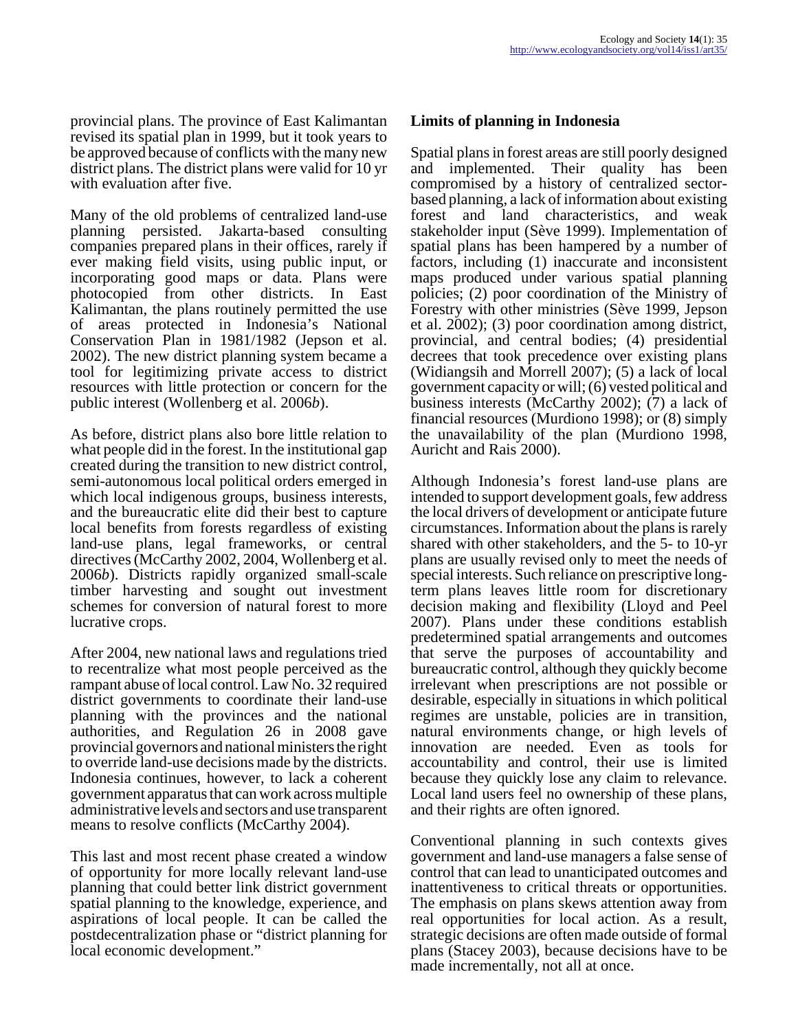provincial plans. The province of East Kalimantan revised its spatial plan in 1999, but it took years to be approved because of conflicts with the many new district plans. The district plans were valid for 10 yr with evaluation after five.

Many of the old problems of centralized land-use planning persisted. Jakarta-based consulting companies prepared plans in their offices, rarely if ever making field visits, using public input, or incorporating good maps or data. Plans were photocopied from other districts. In East Kalimantan, the plans routinely permitted the use of areas protected in Indonesia's National Conservation Plan in 1981/1982 (Jepson et al. 2002). The new district planning system became a tool for legitimizing private access to district resources with little protection or concern for the public interest (Wollenberg et al. 2006*b*).

As before, district plans also bore little relation to what people did in the forest. In the institutional gap created during the transition to new district control, semi-autonomous local political orders emerged in which local indigenous groups, business interests, and the bureaucratic elite did their best to capture local benefits from forests regardless of existing land-use plans, legal frameworks, or central directives (McCarthy 2002, 2004, Wollenberg et al. 2006*b*). Districts rapidly organized small-scale timber harvesting and sought out investment schemes for conversion of natural forest to more lucrative crops.

After 2004, new national laws and regulations tried to recentralize what most people perceived as the rampant abuse of local control. Law No. 32 required district governments to coordinate their land-use planning with the provinces and the national authorities, and Regulation 26 in 2008 gave provincial governors and national ministers the right to override land-use decisions made by the districts. Indonesia continues, however, to lack a coherent government apparatus that can work across multiple administrative levels and sectors and use transparent means to resolve conflicts (McCarthy 2004).

This last and most recent phase created a window of opportunity for more locally relevant land-use planning that could better link district government spatial planning to the knowledge, experience, and aspirations of local people. It can be called the postdecentralization phase or "district planning for local economic development."

## Limits of planning in Indonesia

Spatial plans in forest areas are still poorly designed and implemented. Their quality has been compromised by a history of centralized sector-based planning, a lack of information about existing forest and land characteristics, and weak stakeholder input (Sève 1999). Implementation of spatial plans has been hampered by a number of factors, including (1) inaccurate and inconsistent maps produced under various spatial planning policies; (2) poor coordination of the Ministry of Forestry with other ministries (Sève 1999, Jepson et al. 2002); (3) poor coordination among district, provincial, and central bodies; (4) presidential decrees that took precedence over existing plans (Widiangsih and Morrell 2007); (5) a lack of local government capacity or will; (6) vested political and business interests (McCarthy 2002); (7) a lack of financial resources (Murdiono 1998); or (8) simply the unavailability of the plan (Murdiono 1998, Auricht and Rais 2000).

Although Indonesia's forest land-use plans are intended to support development goals, few address the local drivers of development or anticipate future circumstances. Information about the plans is rarely shared with other stakeholders, and the 5- to 10-yr plans are usually revised only to meet the needs of special interests. Such reliance on prescriptive long-term plans leaves little room for discretionary decision making and flexibility (Lloyd and Peel 2007). Plans under these conditions establish predetermined spatial arrangements and outcomes that serve the purposes of accountability and bureaucratic control, although they quickly become irrelevant when prescriptions are not possible or desirable, especially in situations in which political regimes are unstable, policies are in transition, natural environments change, or high levels of innovation are needed. Even as tools for accountability and control, their use is limited because they quickly lose any claim to relevance. Local land users feel no ownership of these plans, and their rights are often ignored.

Conventional planning in such contexts gives government and land-use managers a false sense of control that can lead to unanticipated outcomes and inattentiveness to critical threats or opportunities. The emphasis on plans skews attention away from real opportunities for local action. As a result, strategic decisions are often made outside of formal plans (Stacey 2003), because decisions have to be made incrementally, not all at once.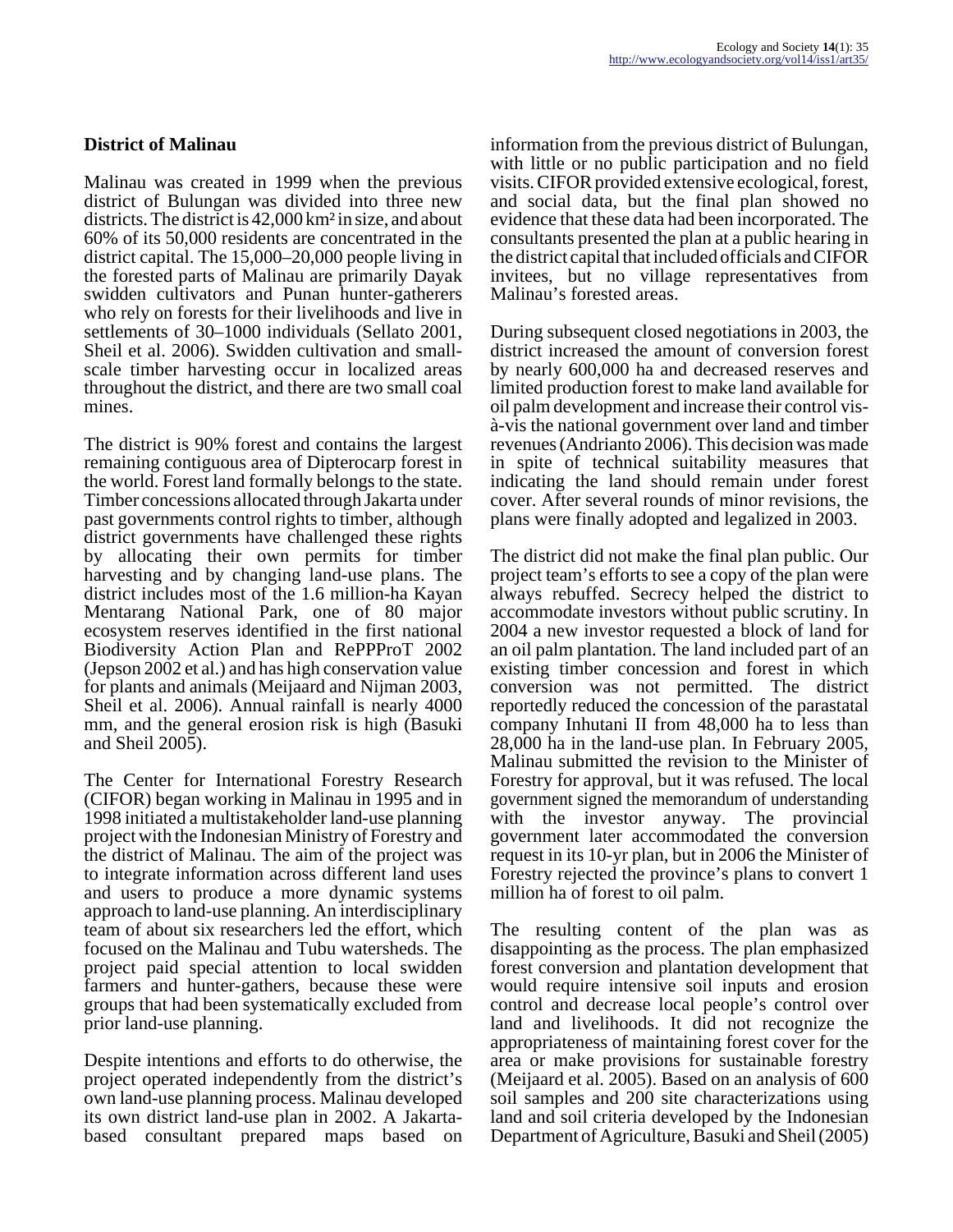## District of Malinau

Malinau was created in 1999 when the previous district of Bulungan was divided into three new districts. The district is 42,000 km² in size, and about 60% of its 50,000 residents are concentrated in the district capital. The 15,000–20,000 people living in the forested parts of Malinau are primarily Dayak swidden cultivators and Punan hunter-gatherers who rely on forests for their livelihoods and live in settlements of 30–1000 individuals (Sellato 2001, Sheil et al. 2006). Swidden cultivation and small-scale timber harvesting occur in localized areas throughout the district, and there are two small coal mines.

The district is 90% forest and contains the largest remaining contiguous area of Dipterocarp forest in the world. Forest land formally belongs to the state. Timber concessions allocated through Jakarta under past governments control rights to timber, although district governments have challenged these rights by allocating their own permits for timber harvesting and by changing land-use plans. The district includes most of the 1.6 million-ha Kayan Mentarang National Park, one of 80 major ecosystem reserves identified in the first national Biodiversity Action Plan and RePPProT 2002 (Jepson 2002 et al.) and has high conservation value for plants and animals (Meijaard and Nijman 2003, Sheil et al. 2006). Annual rainfall is nearly 4000 mm, and the general erosion risk is high (Basuki and Sheil 2005).

The Center for International Forestry Research (CIFOR) began working in Malinau in 1995 and in 1998 initiated a multistakeholder land-use planning project with the Indonesian Ministry of Forestry and the district of Malinau. The aim of the project was to integrate information across different land uses and users to produce a more dynamic systems approach to land-use planning. An interdisciplinary team of about six researchers led the effort, which focused on the Malinau and Tubu watersheds. The project paid special attention to local swidden farmers and hunter-gathers, because these were groups that had been systematically excluded from prior land-use planning.

Despite intentions and efforts to do otherwise, the project operated independently from the district's own land-use planning process. Malinau developed its own district land-use plan in 2002. A Jakarta-based consultant prepared maps based on information from the previous district of Bulungan, with little or no public participation and no field visits. CIFOR provided extensive ecological, forest, and social data, but the final plan showed no evidence that these data had been incorporated. The consultants presented the plan at a public hearing in the district capital that included officials and CIFOR invitees, but no village representatives from Malinau's forested areas.

During subsequent closed negotiations in 2003, the district increased the amount of conversion forest by nearly 600,000 ha and decreased reserves and limited production forest to make land available for oil palm development and increase their control vis-à-vis the national government over land and timber revenues (Andrianto 2006). This decision was made in spite of technical suitability measures that indicating the land should remain under forest cover. After several rounds of minor revisions, the plans were finally adopted and legalized in 2003.

The district did not make the final plan public. Our project team's efforts to see a copy of the plan were always rebuffed. Secrecy helped the district to accommodate investors without public scrutiny. In 2004 a new investor requested a block of land for an oil palm plantation. The land included part of an existing timber concession and forest in which conversion was not permitted. The district reportedly reduced the concession of the parastatal company Inhutani II from 48,000 ha to less than 28,000 ha in the land-use plan. In February 2005, Malinau submitted the revision to the Minister of Forestry for approval, but it was refused. The local government signed the memorandum of understanding with the investor anyway. The provincial government later accommodated the conversion request in its 10-yr plan, but in 2006 the Minister of Forestry rejected the province's plans to convert 1 million ha of forest to oil palm.

The resulting content of the plan was as disappointing as the process. The plan emphasized forest conversion and plantation development that would require intensive soil inputs and erosion control and decrease local people's control over land and livelihoods. It did not recognize the appropriateness of maintaining forest cover for the area or make provisions for sustainable forestry (Meijaard et al. 2005). Based on an analysis of 600 soil samples and 200 site characterizations using land and soil criteria developed by the Indonesian Department of Agriculture, Basuki and Sheil (2005)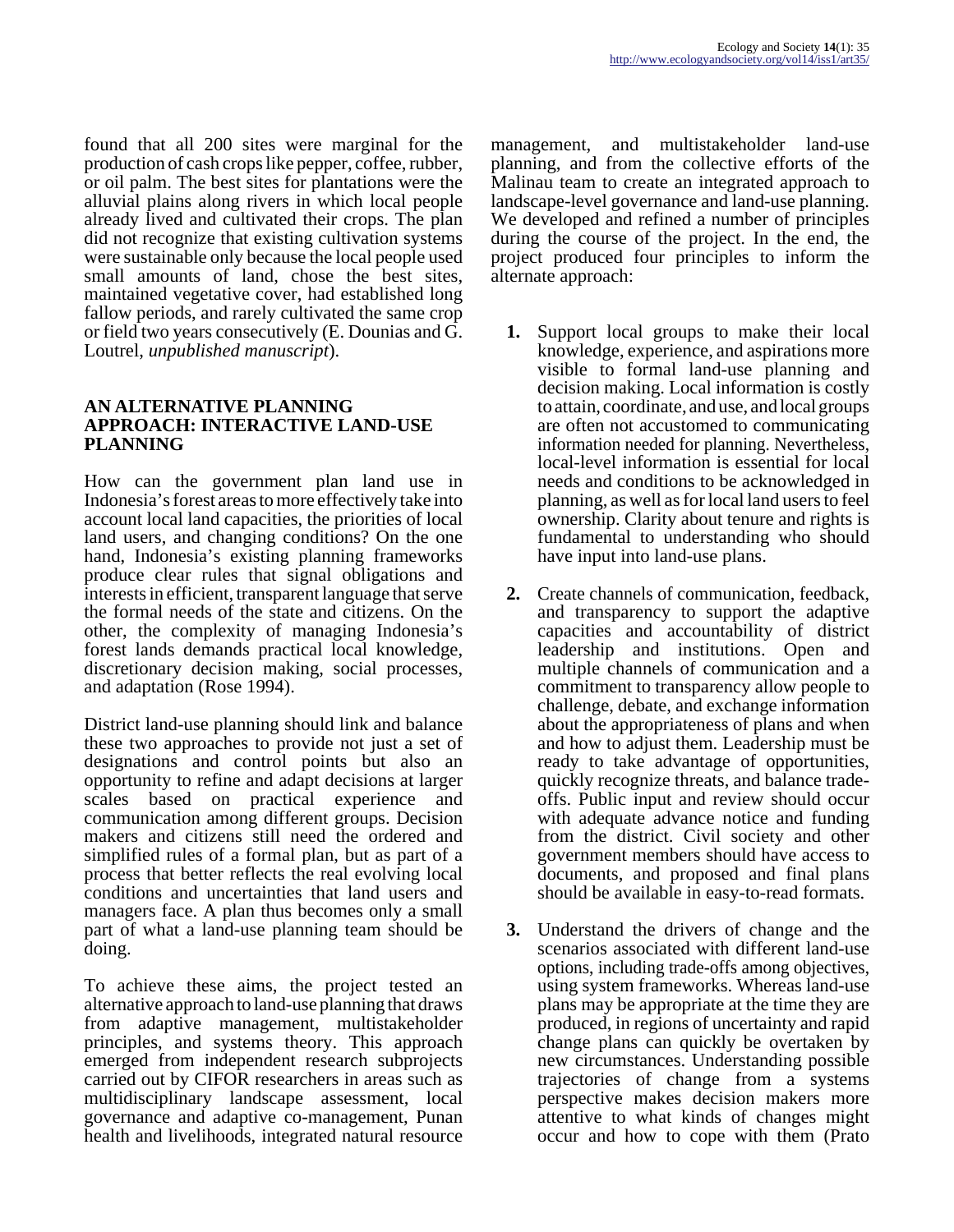found that all 200 sites were marginal for the production of cash crops like pepper, coffee, rubber, or oil palm. The best sites for plantations were the alluvial plains along rivers in which local people already lived and cultivated their crops. The plan did not recognize that existing cultivation systems were sustainable only because the local people used small amounts of land, chose the best sites, maintained vegetative cover, had established long fallow periods, and rarely cultivated the same crop or field two years consecutively (E. Dounias and G. Loutrel, *unpublished manuscript*).

## AN ALTERNATIVE PLANNING APPROACH: INTERACTIVE LAND-USE PLANNING

How can the government plan land use in Indonesia's forest areas to more effectively take into account local land capacities, the priorities of local land users, and changing conditions? On the one hand, Indonesia's existing planning frameworks produce clear rules that signal obligations and interests in efficient, transparent language that serve the formal needs of the state and citizens. On the other, the complexity of managing Indonesia's forest lands demands practical local knowledge, discretionary decision making, social processes, and adaptation (Rose 1994).

District land-use planning should link and balance these two approaches to provide not just a set of designations and control points but also an opportunity to refine and adapt decisions at larger scales based on practical experience and communication among different groups. Decision makers and citizens still need the ordered and simplified rules of a formal plan, but as part of a process that better reflects the real evolving local conditions and uncertainties that land users and managers face. A plan thus becomes only a small part of what a land-use planning team should be doing.

To achieve these aims, the project tested an alternative approach to land-use planning that draws from adaptive management, multistakeholder principles, and systems theory. This approach emerged from independent research subprojects carried out by CIFOR researchers in areas such as multidisciplinary landscape assessment, local governance and adaptive co-management, Punan health and livelihoods, integrated natural resource management, and multistakeholder land-use planning, and from the collective efforts of the Malinau team to create an integrated approach to landscape-level governance and land-use planning. We developed and refined a number of principles during the course of the project. In the end, the project produced four principles to inform the alternate approach:

1. Support local groups to make their local knowledge, experience, and aspirations more visible to formal land-use planning and decision making. Local information is costly to attain, coordinate, and use, and local groups are often not accustomed to communicating information needed for planning. Nevertheless, local-level information is essential for local needs and conditions to be acknowledged in planning, as well as for local land users to feel ownership. Clarity about tenure and rights is fundamental to understanding who should have input into land-use plans.

2. Create channels of communication, feedback, and transparency to support the adaptive capacities and accountability of district leadership and institutions. Open and multiple channels of communication and a commitment to transparency allow people to challenge, debate, and exchange information about the appropriateness of plans and when and how to adjust them. Leadership must be ready to take advantage of opportunities, quickly recognize threats, and balance trade-offs. Public input and review should occur with adequate advance notice and funding from the district. Civil society and other government members should have access to documents, and proposed and final plans should be available in easy-to-read formats.

3. Understand the drivers of change and the scenarios associated with different land-use options, including trade-offs among objectives, using system frameworks. Whereas land-use plans may be appropriate at the time they are produced, in regions of uncertainty and rapid change plans can quickly be overtaken by new circumstances. Understanding possible trajectories of change from a systems perspective makes decision makers more attentive to what kinds of changes might occur and how to cope with them (Prato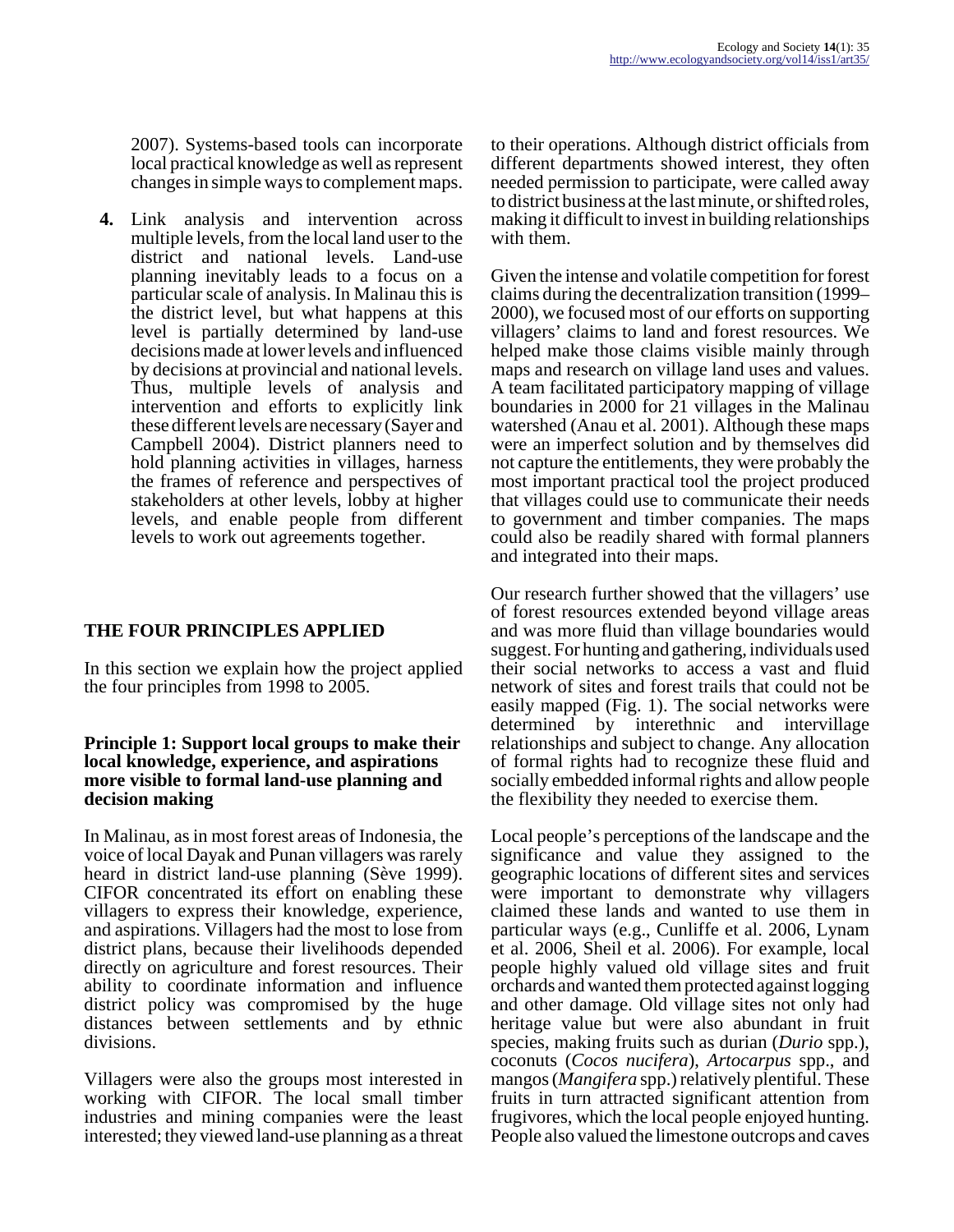2007). Systems-based tools can incorporate local practical knowledge as well as represent changes in simple ways to complement maps.

4. Link analysis and intervention across multiple levels, from the local land user to the district and national levels. Land-use planning inevitably leads to a focus on a particular scale of analysis. In Malinau this is the district level, but what happens at this level is partially determined by land-use decisions made at lower levels and influenced by decisions at provincial and national levels. Thus, multiple levels of analysis and intervention and efforts to explicitly link these different levels are necessary (Sayer and Campbell 2004). District planners need to hold planning activities in villages, harness the frames of reference and perspectives of stakeholders at other levels, lobby at higher levels, and enable people from different levels to work out agreements together.

## THE FOUR PRINCIPLES APPLIED

In this section we explain how the project applied the four principles from 1998 to 2005.

### Principle 1: Support local groups to make their local knowledge, experience, and aspirations more visible to formal land-use planning and decision making

In Malinau, as in most forest areas of Indonesia, the voice of local Dayak and Punan villagers was rarely heard in district land-use planning (Sève 1999). CIFOR concentrated its effort on enabling these villagers to express their knowledge, experience, and aspirations. Villagers had the most to lose from district plans, because their livelihoods depended directly on agriculture and forest resources. Their ability to coordinate information and influence district policy was compromised by the huge distances between settlements and by ethnic divisions.

Villagers were also the groups most interested in working with CIFOR. The local small timber industries and mining companies were the least interested; they viewed land-use planning as a threat to their operations. Although district officials from different departments showed interest, they often needed permission to participate, were called away to district business at the last minute, or shifted roles, making it difficult to invest in building relationships with them.

Given the intense and volatile competition for forest claims during the decentralization transition (1999–2000), we focused most of our efforts on supporting villagers' claims to land and forest resources. We helped make those claims visible mainly through maps and research on village land uses and values. A team facilitated participatory mapping of village boundaries in 2000 for 21 villages in the Malinau watershed (Anau et al. 2001). Although these maps were an imperfect solution and by themselves did not capture the entitlements, they were probably the most important practical tool the project produced that villages could use to communicate their needs to government and timber companies. The maps could also be readily shared with formal planners and integrated into their maps.

Our research further showed that the villagers' use of forest resources extended beyond village areas and was more fluid than village boundaries would suggest. For hunting and gathering, individuals used their social networks to access a vast and fluid network of sites and forest trails that could not be easily mapped (Fig. 1). The social networks were determined by interethnic and intervillage relationships and subject to change. Any allocation of formal rights had to recognize these fluid and socially embedded informal rights and allow people the flexibility they needed to exercise them.

Local people's perceptions of the landscape and the significance and value they assigned to the geographic locations of different sites and services were important to demonstrate why villagers claimed these lands and wanted to use them in particular ways (e.g., Cunliffe et al. 2006, Lynam et al. 2006, Sheil et al. 2006). For example, local people highly valued old village sites and fruit orchards and wanted them protected against logging and other damage. Old village sites not only had heritage value but were also abundant in fruit species, making fruits such as durian (*Durio* spp.), coconuts (*Cocos nucifera*), *Artocarpus* spp., and mangos (*Mangifera* spp.) relatively plentiful. These fruits in turn attracted significant attention from frugivores, which the local people enjoyed hunting. People also valued the limestone outcrops and caves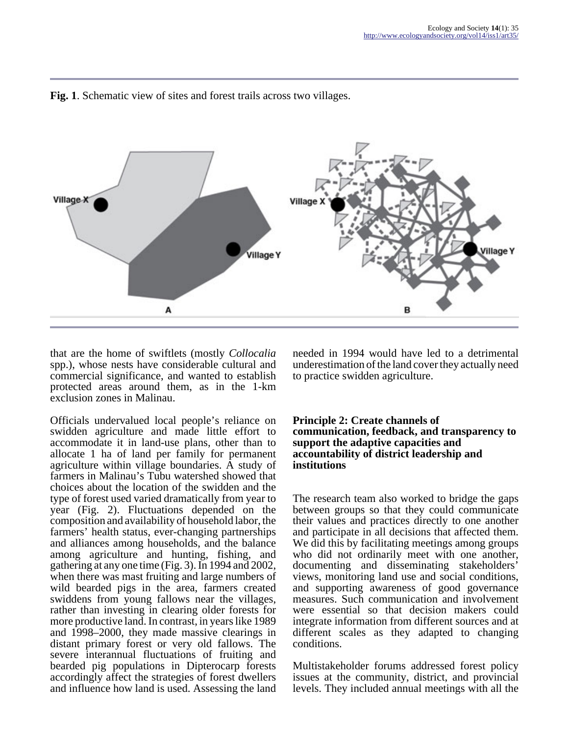**Fig. 1**. Schematic view of sites and forest trails across two villages.

that are the home of swiftlets (mostly *Collocalia* spp.), whose nests have considerable cultural and commercial significance, and wanted to establish protected areas around them, as in the 1-km exclusion zones in Malinau.

Officials undervalued local people's reliance on swidden agriculture and made little effort to accommodate it in land-use plans, other than to allocate 1 ha of land per family for permanent agriculture within village boundaries. A study of farmers in Malinau's Tubu watershed showed that choices about the location of the swidden and the type of forest used varied dramatically from year to year (Fig. 2). Fluctuations depended on the composition and availability of household labor, the farmers' health status, ever-changing partnerships and alliances among households, and the balance among agriculture and hunting, fishing, and gathering at any one time (Fig. 3). In 1994 and 2002, when there was mast fruiting and large numbers of wild bearded pigs in the area, farmers created swiddens from young fallows near the villages, rather than investing in clearing older forests for more productive land. In contrast, in years like 1989 and 1998–2000, they made massive clearings in distant primary forest or very old fallows. The severe interannual fluctuations of fruiting and bearded pig populations in Dipterocarp forests accordingly affect the strategies of forest dwellers and influence how land is used. Assessing the land needed in 1994 would have led to a detrimental underestimation of the land cover they actually need to practice swidden agriculture.

### Principle 2: Create channels of communication, feedback, and transparency to support the adaptive capacities and accountability of district leadership and institutions

The research team also worked to bridge the gaps between groups so that they could communicate their values and practices directly to one another and participate in all decisions that affected them. We did this by facilitating meetings among groups who did not ordinarily meet with one another, documenting and disseminating stakeholders' views, monitoring land use and social conditions, and supporting awareness of good governance measures. Such communication and involvement were essential so that decision makers could integrate information from different sources and at different scales as they adapted to changing conditions.

Multistakeholder forums addressed forest policy issues at the community, district, and provincial levels. They included annual meetings with all the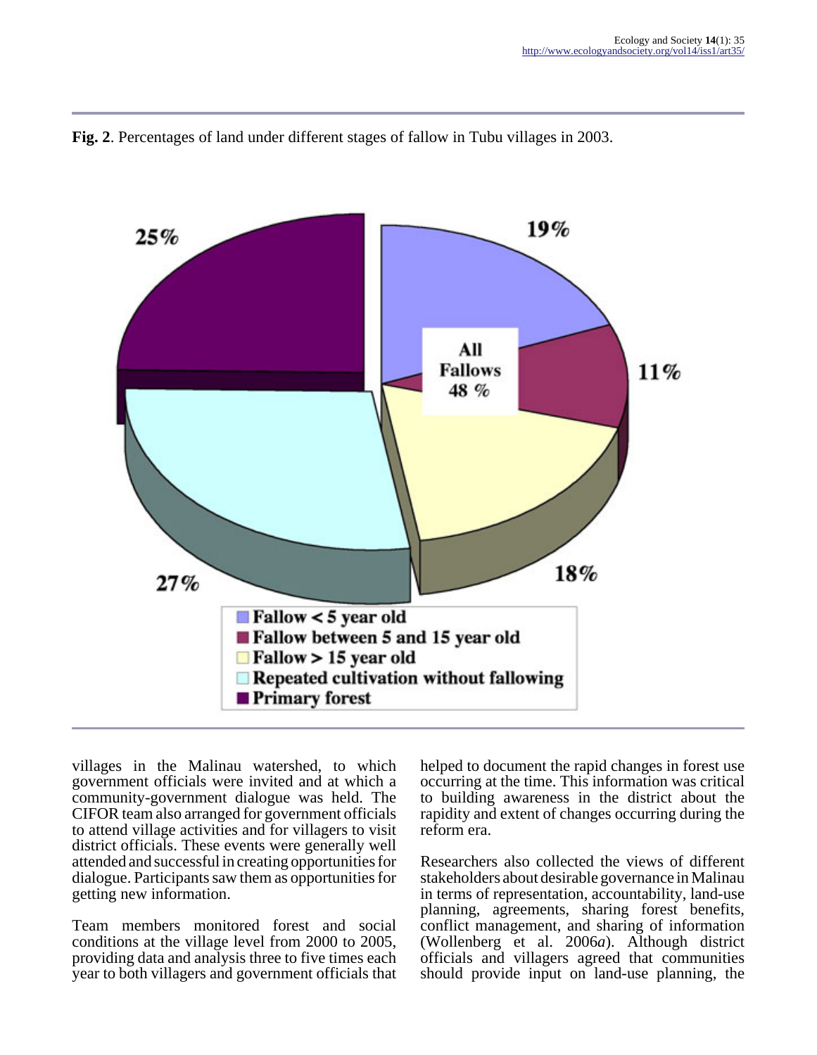**Fig. 2**. Percentages of land under different stages of fallow in Tubu villages in 2003.

villages in the Malinau watershed, to which government officials were invited and at which a community-government dialogue was held. The CIFOR team also arranged for government officials to attend village activities and for villagers to visit district officials. These events were generally well attended and successful in creating opportunities for dialogue. Participants saw them as opportunities for getting new information.

Team members monitored forest and social conditions at the village level from 2000 to 2005, providing data and analysis three to five times each year to both villagers and government officials that helped to document the rapid changes in forest use occurring at the time. This information was critical to building awareness in the district about the rapidity and extent of changes occurring during the reform era.

Researchers also collected the views of different stakeholders about desirable governance in Malinau in terms of representation, accountability, land-use planning, agreements, sharing forest benefits, conflict management, and sharing of information (Wollenberg et al. 2006*a*). Although district officials and villagers agreed that communities should provide input on land-use planning, the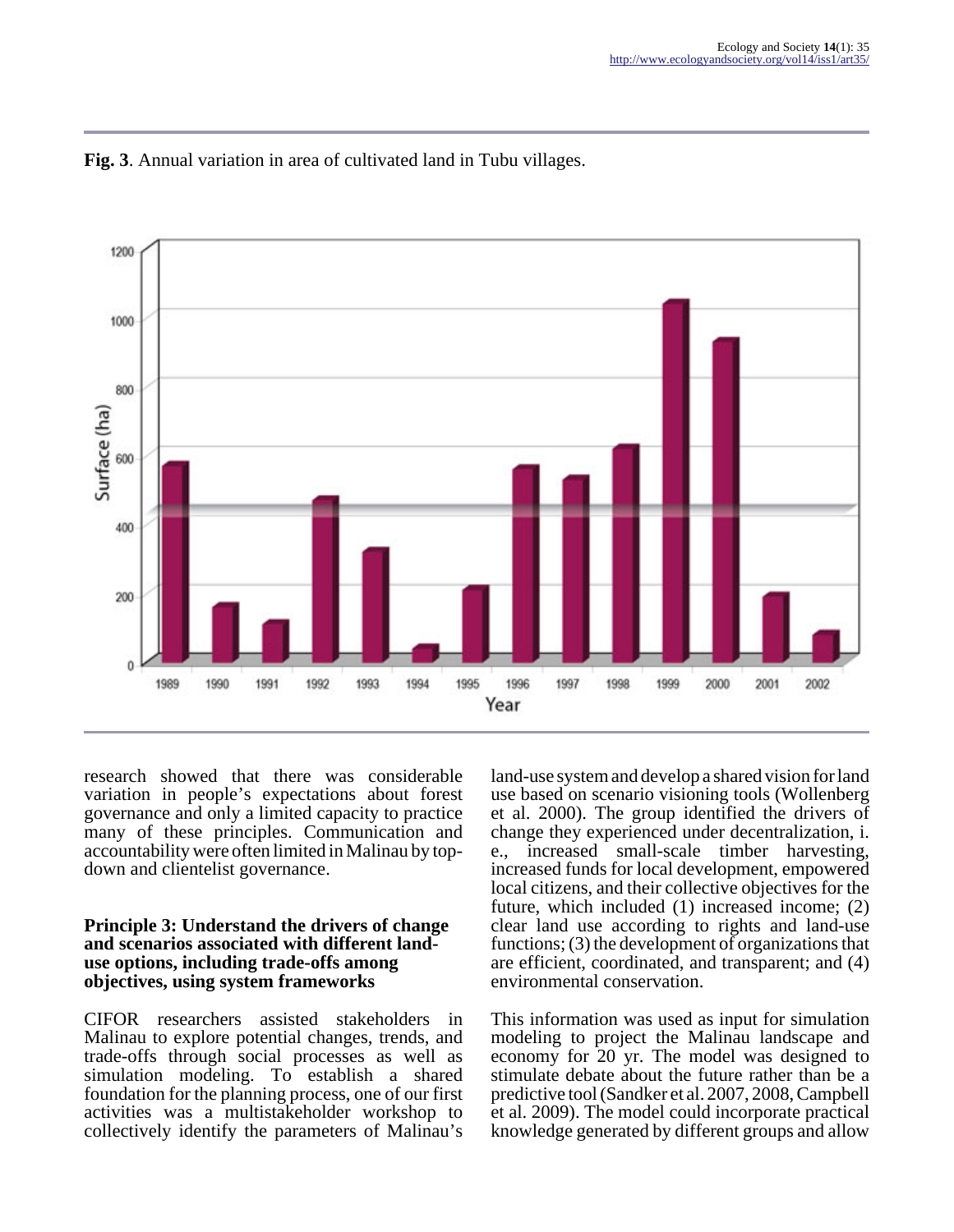**Fig. 3**. Annual variation in area of cultivated land in Tubu villages.

research showed that there was considerable variation in people's expectations about forest governance and only a limited capacity to practice many of these principles. Communication and accountability were often limited in Malinau by top-down and clientelist governance.

### Principle 3: Understand the drivers of change and scenarios associated with different land-use options, including trade-offs among objectives, using system frameworks

CIFOR researchers assisted stakeholders in Malinau to explore potential changes, trends, and trade-offs through social processes as well as simulation modeling. To establish a shared foundation for the planning process, one of our first activities was a multistakeholder workshop to collectively identify the parameters of Malinau's land-use system and develop a shared vision for land use based on scenario visioning tools (Wollenberg et al. 2000). The group identified the drivers of change they experienced under decentralization, i. e., increased small-scale timber harvesting, increased funds for local development, empowered local citizens, and their collective objectives for the future, which included (1) increased income; (2) clear land use according to rights and land-use functions; (3) the development of organizations that are efficient, coordinated, and transparent; and (4) environmental conservation.

This information was used as input for simulation modeling to project the Malinau landscape and economy for 20 yr. The model was designed to stimulate debate about the future rather than be a predictive tool (Sandker et al. 2007, 2008, Campbell et al. 2009). The model could incorporate practical knowledge generated by different groups and allow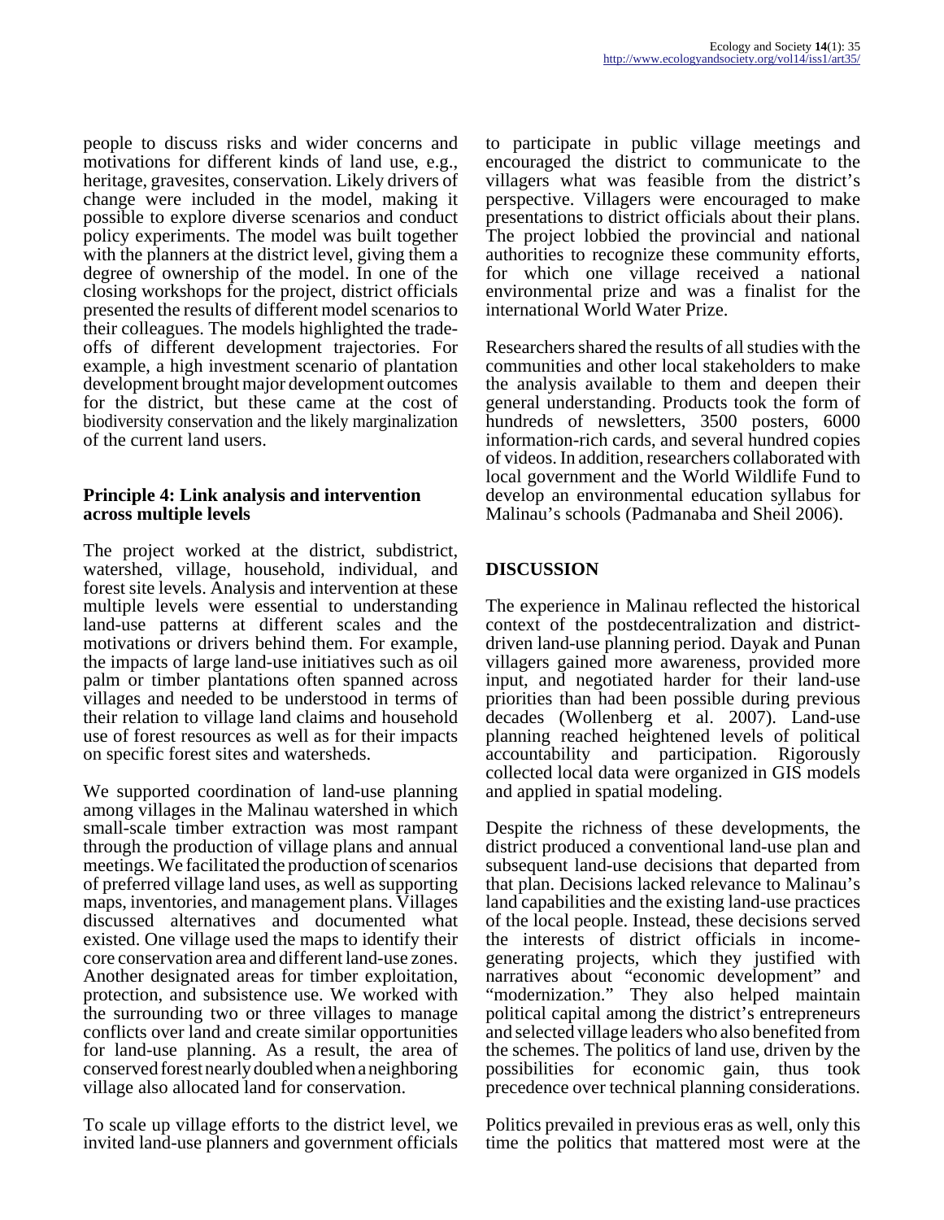people to discuss risks and wider concerns and motivations for different kinds of land use, e.g., heritage, gravesites, conservation. Likely drivers of change were included in the model, making it possible to explore diverse scenarios and conduct policy experiments. The model was built together with the planners at the district level, giving them a degree of ownership of the model. In one of the closing workshops for the project, district officials presented the results of different model scenarios to their colleagues. The models highlighted the trade-offs of different development trajectories. For example, a high investment scenario of plantation development brought major development outcomes for the district, but these came at the cost of biodiversity conservation and the likely marginalization of the current land users.

### Principle 4: Link analysis and intervention across multiple levels

The project worked at the district, subdistrict, watershed, village, household, individual, and forest site levels. Analysis and intervention at these multiple levels were essential to understanding land-use patterns at different scales and the motivations or drivers behind them. For example, the impacts of large land-use initiatives such as oil palm or timber plantations often spanned across villages and needed to be understood in terms of their relation to village land claims and household use of forest resources as well as for their impacts on specific forest sites and watersheds.

We supported coordination of land-use planning among villages in the Malinau watershed in which small-scale timber extraction was most rampant through the production of village plans and annual meetings. We facilitated the production of scenarios of preferred village land uses, as well as supporting maps, inventories, and management plans. Villages discussed alternatives and documented what existed. One village used the maps to identify their core conservation area and different land-use zones. Another designated areas for timber exploitation, protection, and subsistence use. We worked with the surrounding two or three villages to manage conflicts over land and create similar opportunities for land-use planning. As a result, the area of conserved forest nearly doubled when a neighboring village also allocated land for conservation.

To scale up village efforts to the district level, we invited land-use planners and government officials to participate in public village meetings and encouraged the district to communicate to the villagers what was feasible from the district's perspective. Villagers were encouraged to make presentations to district officials about their plans. The project lobbied the provincial and national authorities to recognize these community efforts, for which one village received a national environmental prize and was a finalist for the international World Water Prize.

Researchers shared the results of all studies with the communities and other local stakeholders to make the analysis available to them and deepen their general understanding. Products took the form of hundreds of newsletters, 3500 posters, 6000 information-rich cards, and several hundred copies of videos. In addition, researchers collaborated with local government and the World Wildlife Fund to develop an environmental education syllabus for Malinau's schools (Padmanaba and Sheil 2006).

## DISCUSSION

The experience in Malinau reflected the historical context of the postdecentralization and district-driven land-use planning period. Dayak and Punan villagers gained more awareness, provided more input, and negotiated harder for their land-use priorities than had been possible during previous decades (Wollenberg et al. 2007). Land-use planning reached heightened levels of political accountability and participation. Rigorously collected local data were organized in GIS models and applied in spatial modeling.

Despite the richness of these developments, the district produced a conventional land-use plan and subsequent land-use decisions that departed from that plan. Decisions lacked relevance to Malinau's land capabilities and the existing land-use practices of the local people. Instead, these decisions served the interests of district officials in income-generating projects, which they justified with narratives about "economic development" and "modernization." They also helped maintain political capital among the district's entrepreneurs and selected village leaders who also benefited from the schemes. The politics of land use, driven by the possibilities for economic gain, thus took precedence over technical planning considerations.

Politics prevailed in previous eras as well, only this time the politics that mattered most were at the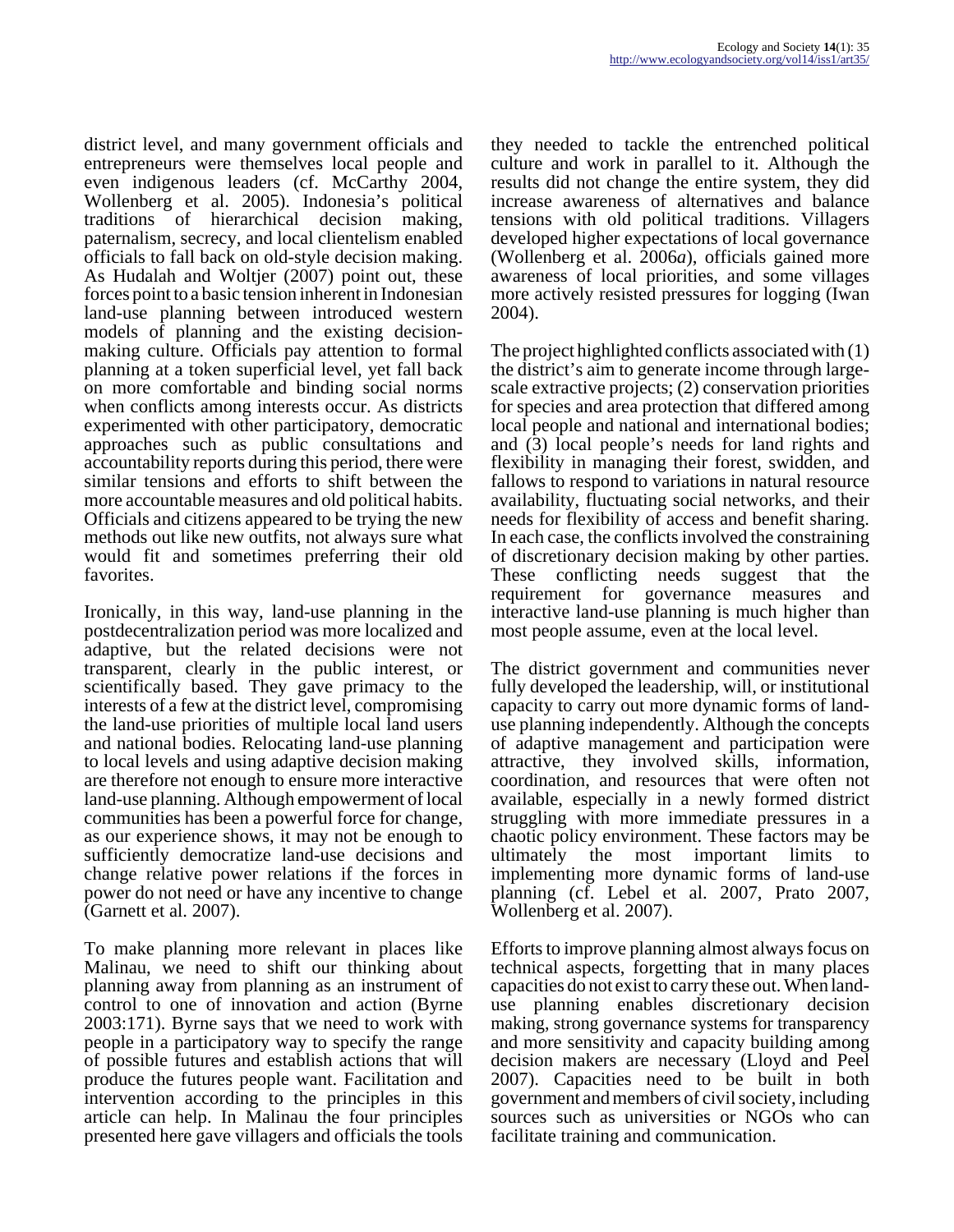district level, and many government officials and entrepreneurs were themselves local people and even indigenous leaders (cf. McCarthy 2004, Wollenberg et al. 2005). Indonesia's political traditions of hierarchical decision making, paternalism, secrecy, and local clientelism enabled officials to fall back on old-style decision making. As Hudalah and Woltjer (2007) point out, these forces point to a basic tension inherent in Indonesian land-use planning between introduced western models of planning and the existing decision-making culture. Officials pay attention to formal planning at a token superficial level, yet fall back on more comfortable and binding social norms when conflicts among interests occur. As districts experimented with other participatory, democratic approaches such as public consultations and accountability reports during this period, there were similar tensions and efforts to shift between the more accountable measures and old political habits. Officials and citizens appeared to be trying the new methods out like new outfits, not always sure what would fit and sometimes preferring their old favorites.

Ironically, in this way, land-use planning in the postdecentralization period was more localized and adaptive, but the related decisions were not transparent, clearly in the public interest, or scientifically based. They gave primacy to the interests of a few at the district level, compromising the land-use priorities of multiple local land users and national bodies. Relocating land-use planning to local levels and using adaptive decision making are therefore not enough to ensure more interactive land-use planning. Although empowerment of local communities has been a powerful force for change, as our experience shows, it may not be enough to sufficiently democratize land-use decisions and change relative power relations if the forces in power do not need or have any incentive to change (Garnett et al. 2007).

To make planning more relevant in places like Malinau, we need to shift our thinking about planning away from planning as an instrument of control to one of innovation and action (Byrne 2003:171). Byrne says that we need to work with people in a participatory way to specify the range of possible futures and establish actions that will produce the futures people want. Facilitation and intervention according to the principles in this article can help. In Malinau the four principles presented here gave villagers and officials the tools they needed to tackle the entrenched political culture and work in parallel to it. Although the results did not change the entire system, they did increase awareness of alternatives and balance tensions with old political traditions. Villagers developed higher expectations of local governance (Wollenberg et al. 2006*a*), officials gained more awareness of local priorities, and some villages more actively resisted pressures for logging (Iwan 2004).

The project highlighted conflicts associated with (1) the district's aim to generate income through large-scale extractive projects; (2) conservation priorities for species and area protection that differed among local people and national and international bodies; and (3) local people's needs for land rights and flexibility in managing their forest, swidden, and fallows to respond to variations in natural resource availability, fluctuating social networks, and their needs for flexibility of access and benefit sharing. In each case, the conflicts involved the constraining of discretionary decision making by other parties. These conflicting needs suggest that the requirement for governance measures and interactive land-use planning is much higher than most people assume, even at the local level.

The district government and communities never fully developed the leadership, will, or institutional capacity to carry out more dynamic forms of land-use planning independently. Although the concepts of adaptive management and participation were attractive, they involved skills, information, coordination, and resources that were often not available, especially in a newly formed district struggling with more immediate pressures in a chaotic policy environment. These factors may be ultimately the most important limits to implementing more dynamic forms of land-use planning (cf. Lebel et al. 2007, Prato 2007, Wollenberg et al. 2007).

Efforts to improve planning almost always focus on technical aspects, forgetting that in many places capacities do not exist to carry these out. When land-use planning enables discretionary decision making, strong governance systems for transparency and more sensitivity and capacity building among decision makers are necessary (Lloyd and Peel 2007). Capacities need to be built in both government and members of civil society, including sources such as universities or NGOs who can facilitate training and communication.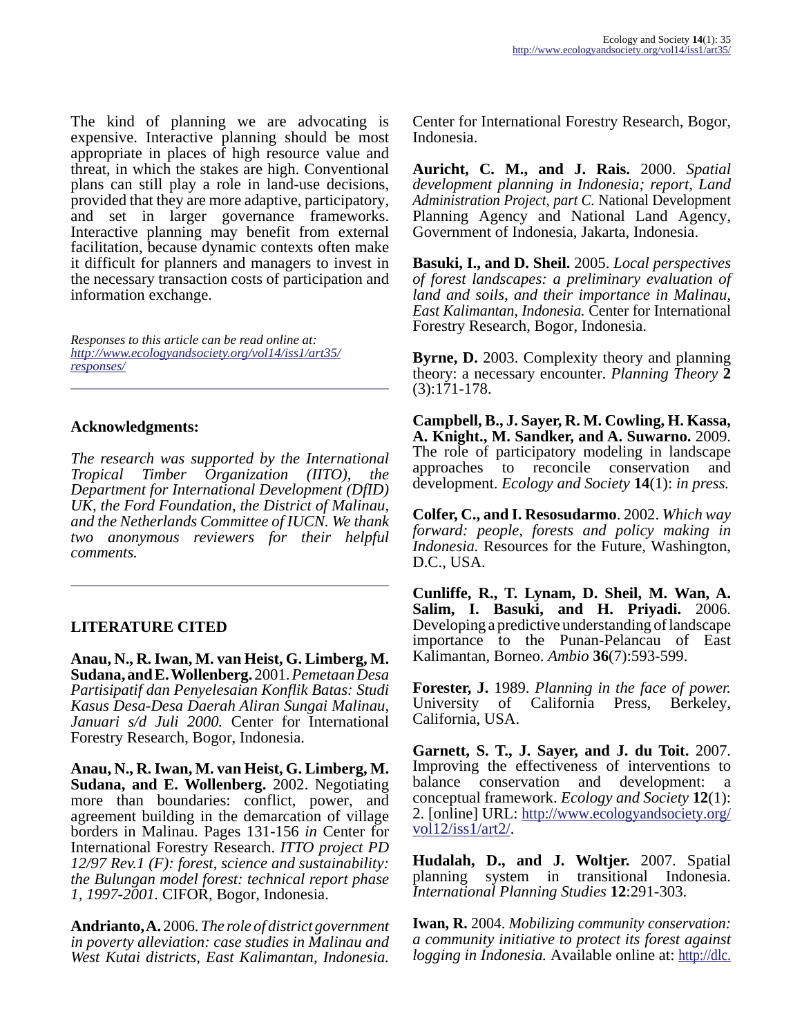The kind of planning we are advocating is expensive. Interactive planning should be most appropriate in places of high resource value and threat, in which the stakes are high. Conventional plans can still play a role in land-use decisions, provided that they are more adaptive, participatory, and set in larger governance frameworks. Interactive planning may benefit from external facilitation, because dynamic contexts often make it difficult for planners and managers to invest in the necessary transaction costs of participation and information exchange.

*Responses to this article can be read online at:* *[http://www.ecologyandsociety.org/vol14/iss1/art35/responses/](http://www.ecologyandsociety.org/vol14/iss1/art35/responses/)*

## Acknowledgments:

*The research was supported by the International Tropical Timber Organization (IITO), the Department for International Development (DfID) UK, the Ford Foundation, the District of Malinau, and the Netherlands Committee of IUCN. We thank two anonymous reviewers for their helpful comments.*

## LITERATURE CITED

**Anau, N., R. Iwan, M. van Heist, G. Limberg, M. Sudana, and E. Wollenberg.** 2001. *Pemetaan Desa Partisipatif dan Penyelesaian Konflik Batas: Studi Kasus Desa-Desa Daerah Aliran Sungai Malinau, Januari s/d Juli 2000.* Center for International Forestry Research, Bogor, Indonesia.

**Anau, N., R. Iwan, M. van Heist, G. Limberg, M. Sudana, and E. Wollenberg.** 2002. Negotiating more than boundaries: conflict, power, and agreement building in the demarcation of village borders in Malinau. Pages 131-156 *in* Center for International Forestry Research. *ITTO project PD 12/97 Rev.1 (F): forest, science and sustainability: the Bulungan model forest: technical report phase 1, 1997-2001.* CIFOR, Bogor, Indonesia.

**Andrianto, A.** 2006. *The role of district government in poverty alleviation: case studies in Malinau and West Kutai districts, East Kalimantan, Indonesia.* Center for International Forestry Research, Bogor, Indonesia.

**Auricht, C. M., and J. Rais.** 2000. *Spatial development planning in Indonesia; report, Land Administration Project, part C.* National Development Planning Agency and National Land Agency, Government of Indonesia, Jakarta, Indonesia.

**Basuki, I., and D. Sheil.** 2005. *Local perspectives of forest landscapes: a preliminary evaluation of land and soils, and their importance in Malinau, East Kalimantan, Indonesia.* Center for International Forestry Research, Bogor, Indonesia.

**Byrne, D.** 2003. Complexity theory and planning theory: a necessary encounter. *Planning Theory* **2** (3):171-178.

**Campbell, B., J. Sayer, R. M. Cowling, H. Kassa, A. Knight., M. Sandker, and A. Suwarno.** 2009. The role of participatory modeling in landscape approaches to reconcile conservation and development. *Ecology and Society* **14**(1): *in press.*

**Colfer, C., and I. Resosudarmo**. 2002. *Which way forward: people, forests and policy making in Indonesia.* Resources for the Future, Washington, D.C., USA.

**Cunliffe, R., T. Lynam, D. Sheil, M. Wan, A. Salim, I. Basuki, and H. Priyadi.** 2006. Developing a predictive understanding of landscape importance to the Punan-Pelancau of East Kalimantan, Borneo. *Ambio* **36**(7):593-599.

**Forester, J.** 1989. *Planning in the face of power.* University of California Press, Berkeley, California, USA.

**Garnett, S. T., J. Sayer, and J. du Toit.** 2007. Improving the effectiveness of interventions to balance conservation and development: a conceptual framework. *Ecology and Society* **12**(1): 2. [online] URL: [http://www.ecologyandsociety.org/vol12/iss1/art2/](http://www.ecologyandsociety.org/vol12/iss1/art2/).

**Hudalah, D., and J. Woltjer.** 2007. Spatial planning system in transitional Indonesia. *International Planning Studies* **12**:291-303.

**Iwan, R.** 2004. *Mobilizing community conservation: a community initiative to protect its forest against logging in Indonesia.* Available online at: http://dlc.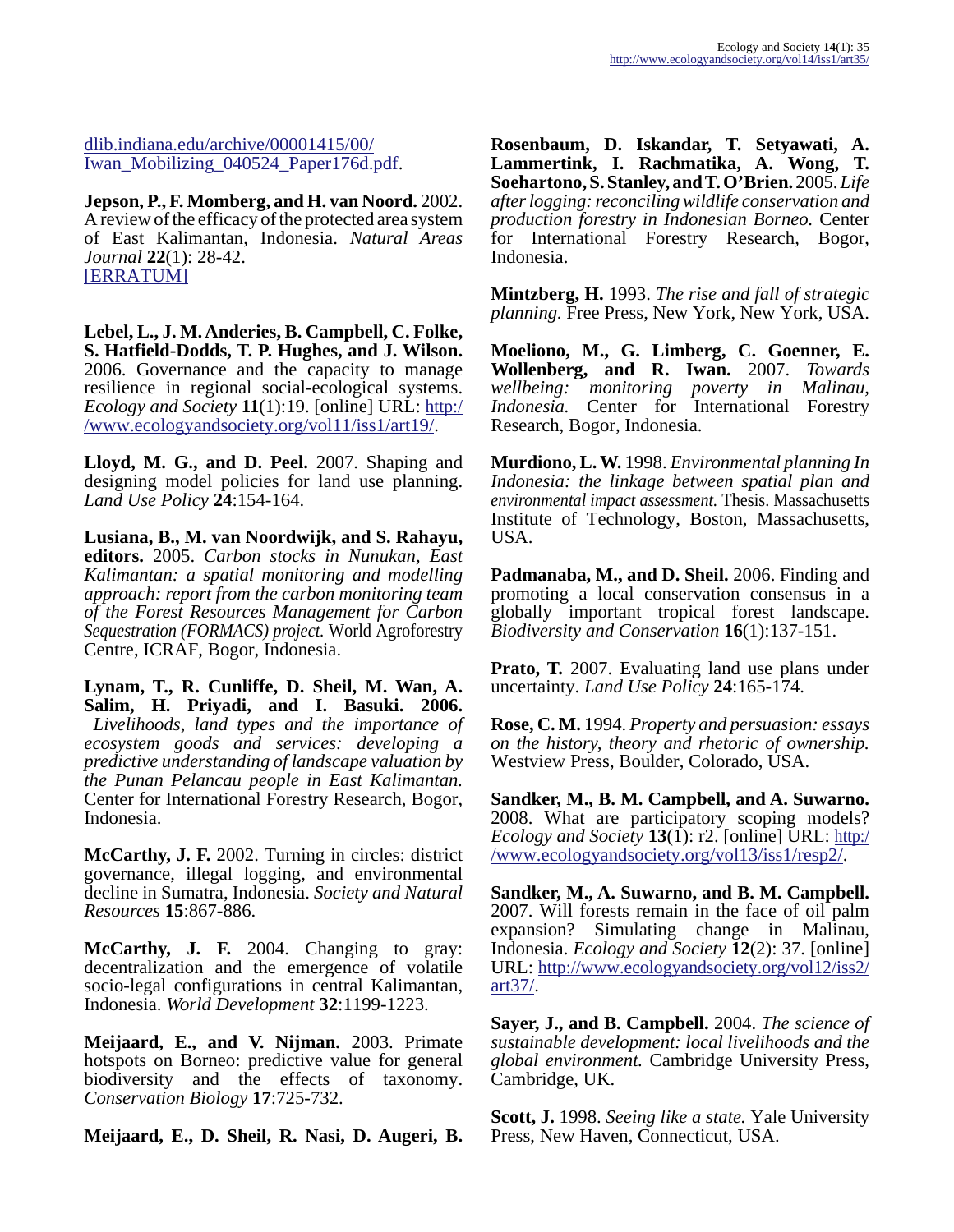dlib.indiana.edu/archive/00001415/00/Iwan_Mobilizing_040524_Paper176d.pdf.

**Jepson, P., F. Momberg, and H. van Noord.** 2002. A review of the efficacy of the protected area system of East Kalimantan, Indonesia. *Natural Areas Journal* **22**(1): 28-42. [ERRATUM]

**Lebel, L., J. M. Anderies, B. Campbell, C. Folke, S. Hatfield-Dodds, T. P. Hughes, and J. Wilson.** 2006. Governance and the capacity to manage resilience in regional social-ecological systems. *Ecology and Society* **11**(1):19. [online] URL: http://www.ecologyandsociety.org/vol11/iss1/art19/.

**Lloyd, M. G., and D. Peel.** 2007. Shaping and designing model policies for land use planning. *Land Use Policy* **24**:154-164.

**Lusiana, B., M. van Noordwijk, and S. Rahayu, editors.** 2005. *Carbon stocks in Nunukan, East Kalimantan: a spatial monitoring and modelling approach: report from the carbon monitoring team of the Forest Resources Management for Carbon Sequestration (FORMACS) project.* World Agroforestry Centre, ICRAF, Bogor, Indonesia.

**Lynam, T., R. Cunliffe, D. Sheil, M. Wan, A. Salim, H. Priyadi, and I. Basuki. 2006.** *Livelihoods, land types and the importance of ecosystem goods and services: developing a predictive understanding of landscape valuation by the Punan Pelancau people in East Kalimantan.* Center for International Forestry Research, Bogor, Indonesia.

**McCarthy, J. F.** 2002. Turning in circles: district governance, illegal logging, and environmental decline in Sumatra, Indonesia. *Society and Natural Resources* **15**:867-886.

**McCarthy, J. F.** 2004. Changing to gray: decentralization and the emergence of volatile socio-legal configurations in central Kalimantan, Indonesia. *World Development* **32**:1199-1223.

**Meijaard, E., and V. Nijman.** 2003. Primate hotspots on Borneo: predictive value for general biodiversity and the effects of taxonomy. *Conservation Biology* **17**:725-732.

**Meijaard, E., D. Sheil, R. Nasi, D. Augeri, B. Rosenbaum, D. Iskandar, T. Setyawati, A. Lammertink, I. Rachmatika, A. Wong, T. Soehartono, S. Stanley, and T. O'Brien.** 2005. *Life after logging: reconciling wildlife conservation and production forestry in Indonesian Borneo.* Center for International Forestry Research, Bogor, Indonesia.

**Mintzberg, H.** 1993. *The rise and fall of strategic planning.* Free Press, New York, New York, USA.

**Moeliono, M., G. Limberg, C. Goenner, E. Wollenberg, and R. Iwan.** 2007. *Towards wellbeing: monitoring poverty in Malinau, Indonesia.* Center for International Forestry Research, Bogor, Indonesia.

**Murdiono, L. W.** 1998. *Environmental planning In Indonesia: the linkage between spatial plan and environmental impact assessment.* Thesis. Massachusetts Institute of Technology, Boston, Massachusetts, USA.

**Padmanaba, M., and D. Sheil.** 2006. Finding and promoting a local conservation consensus in a globally important tropical forest landscape. *Biodiversity and Conservation* **16**(1):137-151.

**Prato, T.** 2007. Evaluating land use plans under uncertainty. *Land Use Policy* **24**:165-174.

**Rose, C. M.** 1994. *Property and persuasion: essays on the history, theory and rhetoric of ownership.* Westview Press, Boulder, Colorado, USA.

**Sandker, M., B. M. Campbell, and A. Suwarno.** 2008. What are participatory scoping models? *Ecology and Society* **13**(1): r2. [online] URL: http://www.ecologyandsociety.org/vol13/iss1/resp2/.

**Sandker, M., A. Suwarno, and B. M. Campbell.** 2007. Will forests remain in the face of oil palm expansion? Simulating change in Malinau, Indonesia. *Ecology and Society* **12**(2): 37. [online] URL: http://www.ecologyandsociety.org/vol12/iss2/art37/.

**Sayer, J., and B. Campbell.** 2004. *The science of sustainable development: local livelihoods and the global environment.* Cambridge University Press, Cambridge, UK.

**Scott, J.** 1998. *Seeing like a state.* Yale University Press, New Haven, Connecticut, USA.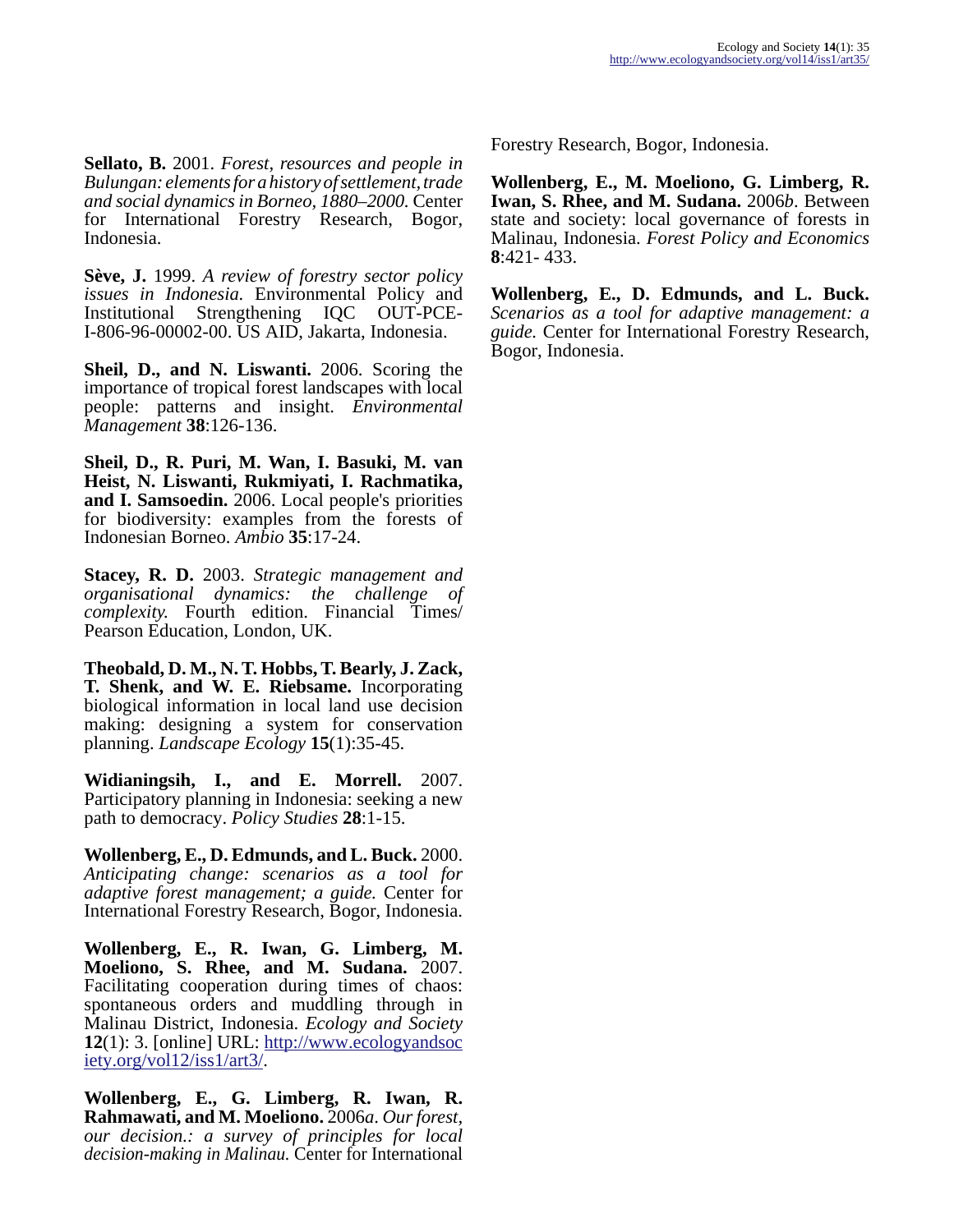**Sellato, B.** 2001. *Forest, resources and people in Bulungan: elements for a history of settlement, trade and social dynamics in Borneo, 1880–2000.* Center for International Forestry Research, Bogor, Indonesia.

**Sève, J.** 1999. *A review of forestry sector policy issues in Indonesia.* Environmental Policy and Institutional Strengthening IQC OUT-PCE-I-806-96-00002-00. US AID, Jakarta, Indonesia.

**Sheil, D., and N. Liswanti.** 2006. Scoring the importance of tropical forest landscapes with local people: patterns and insight. *Environmental Management* **38**:126-136.

**Sheil, D., R. Puri, M. Wan, I. Basuki, M. van Heist, N. Liswanti, Rukmiyati, I. Rachmatika, and I. Samsoedin.** 2006. Local people's priorities for biodiversity: examples from the forests of Indonesian Borneo. *Ambio* **35**:17-24.

**Stacey, R. D.** 2003. *Strategic management and organisational dynamics: the challenge of complexity.* Fourth edition. Financial Times/ Pearson Education, London, UK.

**Theobald, D. M., N. T. Hobbs, T. Bearly, J. Zack, T. Shenk, and W. E. Riebsame.** Incorporating biological information in local land use decision making: designing a system for conservation planning. *Landscape Ecology* **15**(1):35-45.

**Widianingsih, I., and E. Morrell.** 2007. Participatory planning in Indonesia: seeking a new path to democracy. *Policy Studies* **28**:1-15.

**Wollenberg, E., D. Edmunds, and L. Buck.** 2000. *Anticipating change: scenarios as a tool for adaptive forest management; a guide.* Center for International Forestry Research, Bogor, Indonesia.

**Wollenberg, E., R. Iwan, G. Limberg, M. Moeliono, S. Rhee, and M. Sudana.** 2007. Facilitating cooperation during times of chaos: spontaneous orders and muddling through in Malinau District, Indonesia. *Ecology and Society* **12**(1): 3. [online] URL: http://www.ecologyandsociety.org/vol12/iss1/art3/.

**Wollenberg, E., G. Limberg, R. Iwan, R. Rahmawati, and M. Moeliono.** 2006*a*. *Our forest, our decision.: a survey of principles for local decision-making in Malinau.* Center for International Forestry Research, Bogor, Indonesia.

**Wollenberg, E., M. Moeliono, G. Limberg, R. Iwan, S. Rhee, and M. Sudana.** 2006*b*. Between state and society: local governance of forests in Malinau, Indonesia. *Forest Policy and Economics* **8**:421- 433.

**Wollenberg, E., D. Edmunds, and L. Buck.** *Scenarios as a tool for adaptive management: a guide.* Center for International Forestry Research, Bogor, Indonesia.